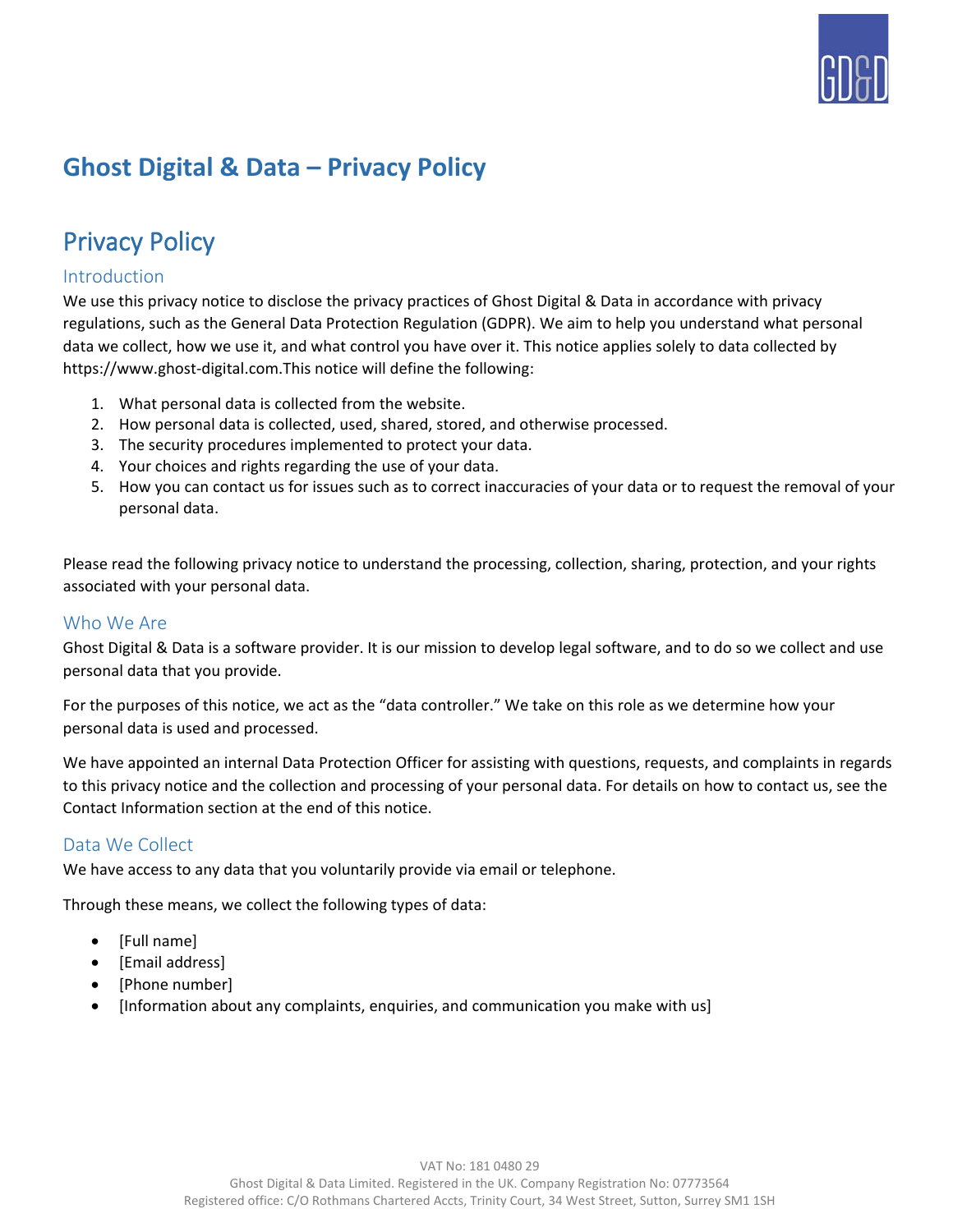# Ghost Digital & Data – Privacy Policy

## Privacy Policy

### Introduction

We use this privacy notice to disclose the privacy practices of Ghost Digital & Data in accordance with privacy regulations, such as the General Data Protection Regulation (GDPR). We aim to help you understand what personal data we collect, how we use it, and what control you have over it. This notice applies solely to data collected by https://www.ghost-digital.com.This notice will define the following:

1. What personal data is collected from the website.
2. How personal data is collected, used, shared, stored, and otherwise processed.
3. The security procedures implemented to protect your data.
4. Your choices and rights regarding the use of your data.
5. How you can contact us for issues such as to correct inaccuracies of your data or to request the removal of your personal data.

Please read the following privacy notice to understand the processing, collection, sharing, protection, and your rights associated with your personal data.

### Who We Are

Ghost Digital & Data is a software provider. It is our mission to develop legal software, and to do so we collect and use personal data that you provide.

For the purposes of this notice, we act as the "data controller." We take on this role as we determine how your personal data is used and processed.

We have appointed an internal Data Protection Officer for assisting with questions, requests, and complaints in regards to this privacy notice and the collection and processing of your personal data. For details on how to contact us, see the Contact Information section at the end of this notice.

### Data We Collect

We have access to any data that you voluntarily provide via email or telephone.

Through these means, we collect the following types of data:

- [Full name]
- [Email address]
- [Phone number]
- [Information about any complaints, enquiries, and communication you make with us]

VAT No: 181 0480 29
Ghost Digital & Data Limited. Registered in the UK. Company Registration No: 07773564
Registered office: C/O Rothmans Chartered Accts, Trinity Court, 34 West Street, Sutton, Surrey SM1 1SH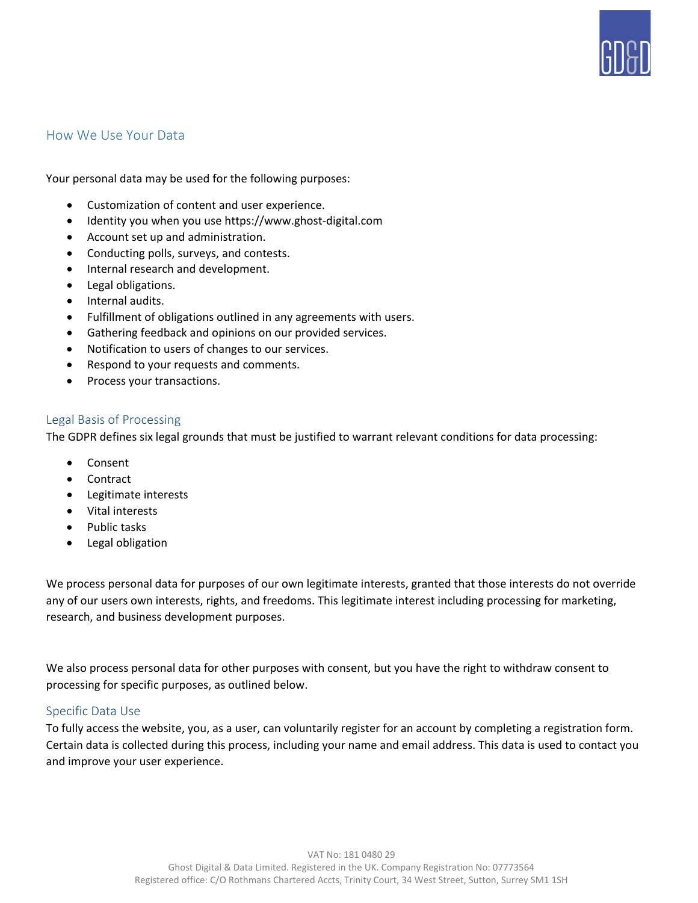## How We Use Your Data

Your personal data may be used for the following purposes:

- Customization of content and user experience.
- Identity you when you use https://www.ghost-digital.com
- Account set up and administration.
- Conducting polls, surveys, and contests.
- Internal research and development.
- Legal obligations.
- Internal audits.
- Fulfillment of obligations outlined in any agreements with users.
- Gathering feedback and opinions on our provided services.
- Notification to users of changes to our services.
- Respond to your requests and comments.
- Process your transactions.

### Legal Basis of Processing

The GDPR defines six legal grounds that must be justified to warrant relevant conditions for data processing:

- Consent
- Contract
- Legitimate interests
- Vital interests
- Public tasks
- Legal obligation

We process personal data for purposes of our own legitimate interests, granted that those interests do not override any of our users own interests, rights, and freedoms. This legitimate interest including processing for marketing, research, and business development purposes.

We also process personal data for other purposes with consent, but you have the right to withdraw consent to processing for specific purposes, as outlined below.

### Specific Data Use

To fully access the website, you, as a user, can voluntarily register for an account by completing a registration form. Certain data is collected during this process, including your name and email address. This data is used to contact you and improve your user experience.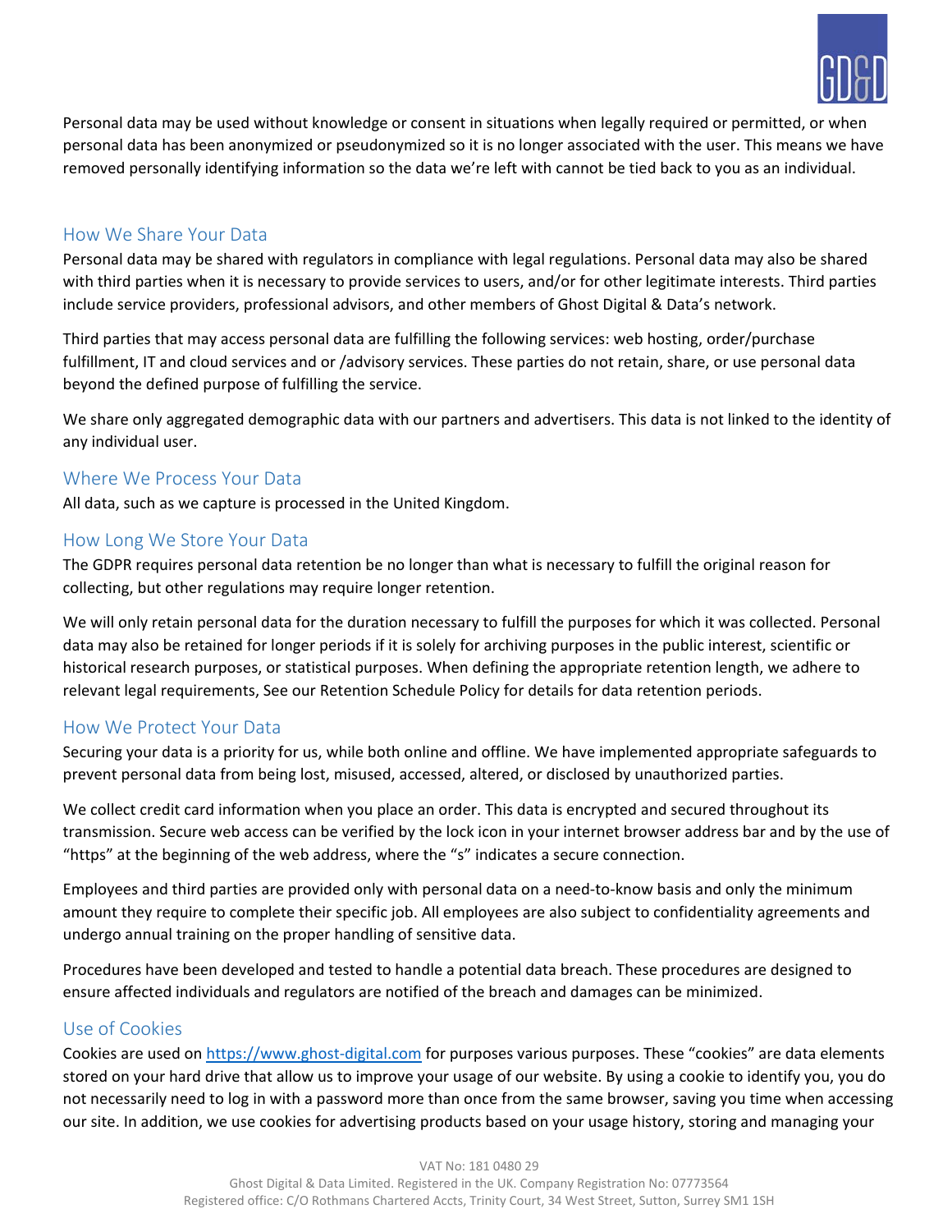Personal data may be used without knowledge or consent in situations when legally required or permitted, or when personal data has been anonymized or pseudonymized so it is no longer associated with the user. This means we have removed personally identifying information so the data we're left with cannot be tied back to you as an individual.

## How We Share Your Data

Personal data may be shared with regulators in compliance with legal regulations. Personal data may also be shared with third parties when it is necessary to provide services to users, and/or for other legitimate interests. Third parties include service providers, professional advisors, and other members of Ghost Digital & Data's network.

Third parties that may access personal data are fulfilling the following services: web hosting, order/purchase fulfillment, IT and cloud services and or /advisory services. These parties do not retain, share, or use personal data beyond the defined purpose of fulfilling the service.

We share only aggregated demographic data with our partners and advertisers. This data is not linked to the identity of any individual user.

## Where We Process Your Data

All data, such as we capture is processed in the United Kingdom.

## How Long We Store Your Data

The GDPR requires personal data retention be no longer than what is necessary to fulfill the original reason for collecting, but other regulations may require longer retention.

We will only retain personal data for the duration necessary to fulfill the purposes for which it was collected. Personal data may also be retained for longer periods if it is solely for archiving purposes in the public interest, scientific or historical research purposes, or statistical purposes. When defining the appropriate retention length, we adhere to relevant legal requirements, See our Retention Schedule Policy for details for data retention periods.

## How We Protect Your Data

Securing your data is a priority for us, while both online and offline. We have implemented appropriate safeguards to prevent personal data from being lost, misused, accessed, altered, or disclosed by unauthorized parties.

We collect credit card information when you place an order. This data is encrypted and secured throughout its transmission. Secure web access can be verified by the lock icon in your internet browser address bar and by the use of "https" at the beginning of the web address, where the "s" indicates a secure connection.

Employees and third parties are provided only with personal data on a need-to-know basis and only the minimum amount they require to complete their specific job. All employees are also subject to confidentiality agreements and undergo annual training on the proper handling of sensitive data.

Procedures have been developed and tested to handle a potential data breach. These procedures are designed to ensure affected individuals and regulators are notified of the breach and damages can be minimized.

## Use of Cookies

Cookies are used on [https://www.ghost-digital.com](https://www.ghost-digital.com) for purposes various purposes. These "cookies" are data elements stored on your hard drive that allow us to improve your usage of our website. By using a cookie to identify you, you do not necessarily need to log in with a password more than once from the same browser, saving you time when accessing our site. In addition, we use cookies for advertising products based on your usage history, storing and managing your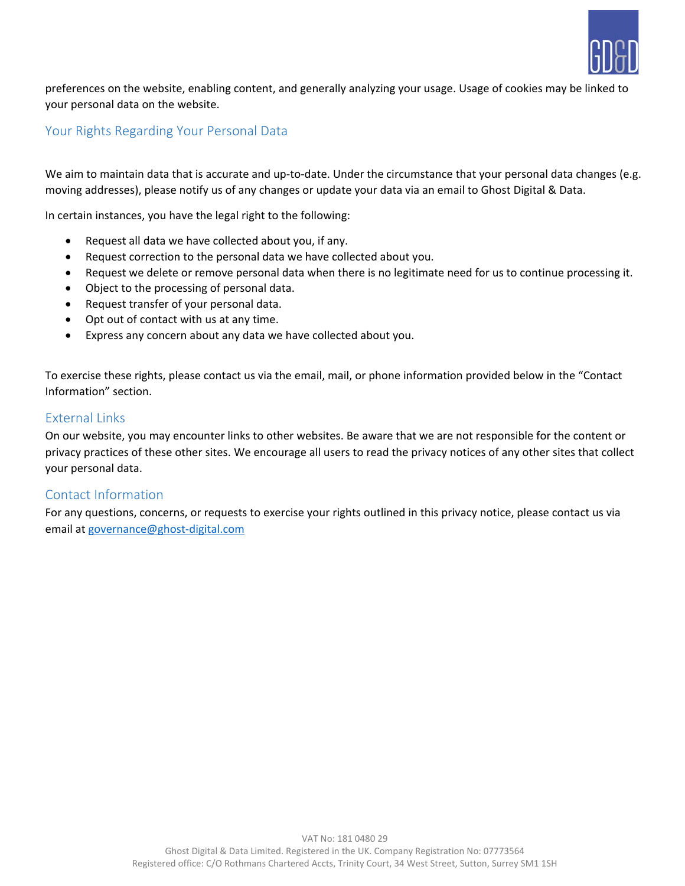preferences on the website, enabling content, and generally analyzing your usage. Usage of cookies may be linked to your personal data on the website.

## Your Rights Regarding Your Personal Data

We aim to maintain data that is accurate and up-to-date. Under the circumstance that your personal data changes (e.g. moving addresses), please notify us of any changes or update your data via an email to Ghost Digital & Data.

In certain instances, you have the legal right to the following:

- Request all data we have collected about you, if any.
- Request correction to the personal data we have collected about you.
- Request we delete or remove personal data when there is no legitimate need for us to continue processing it.
- Object to the processing of personal data.
- Request transfer of your personal data.
- Opt out of contact with us at any time.
- Express any concern about any data we have collected about you.

To exercise these rights, please contact us via the email, mail, or phone information provided below in the "Contact Information" section.

## External Links

On our website, you may encounter links to other websites. Be aware that we are not responsible for the content or privacy practices of these other sites. We encourage all users to read the privacy notices of any other sites that collect your personal data.

## Contact Information

For any questions, concerns, or requests to exercise your rights outlined in this privacy notice, please contact us via email at governance@ghost-digital.com